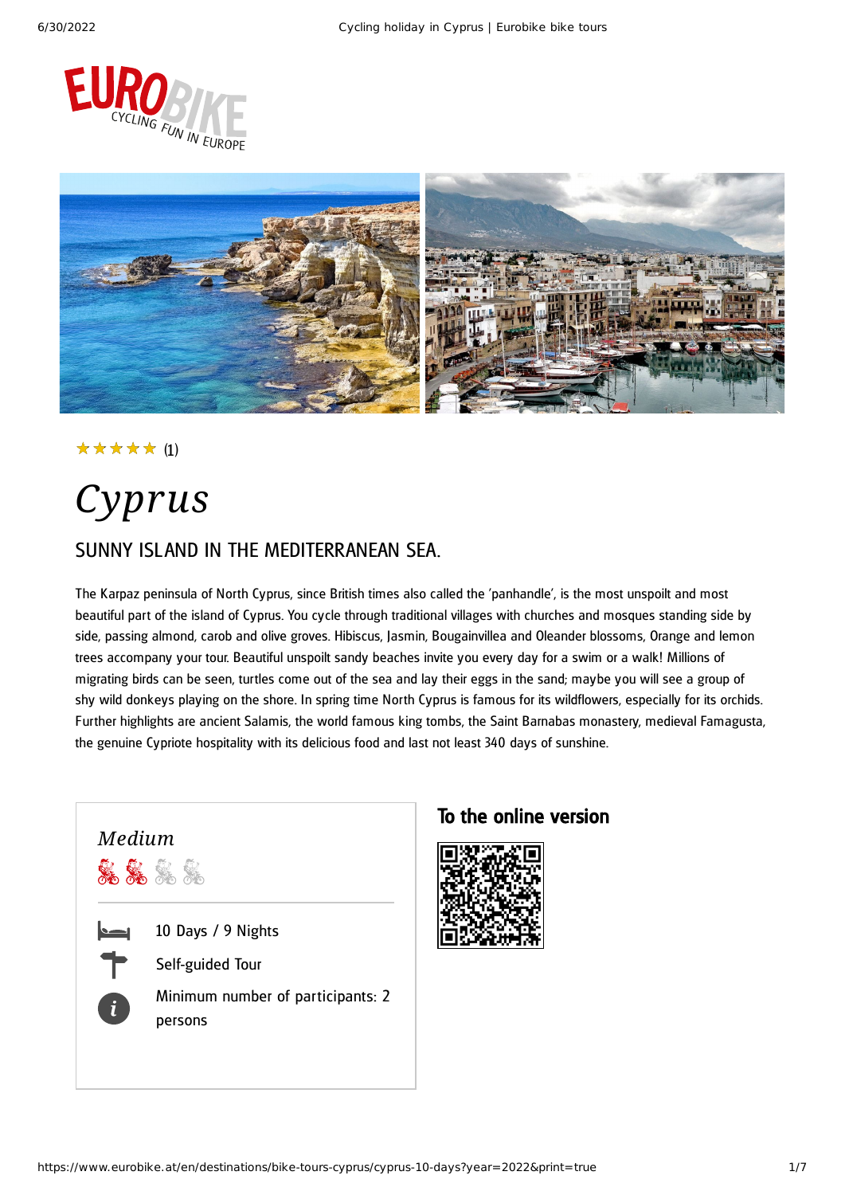★★★★★ (1)

# Cyprus

## SUNNY ISLAND IN THE MEDITERRANEAN SEA.

The Karpaz peninsula of North Cyprus, since British times also called the 'panhandle', is the most unspoilt and most beautiful part of the island of Cyprus. You cycle through traditional villages with churches and mosques standing side by side, passing almond, carob and olive groves. Hibiscus, Jasmin, Bougainvillea and Oleander blossoms, Orange and lemon trees accompany your tour. Beautiful unspoilt sandy beaches invite you every day for a swim or a walk! Millions of migrating birds can be seen, turtles come out of the sea and lay their eggs in the sand; maybe you will see a group of shy wild donkeys playing on the shore. In spring time North Cyprus is famous for its wildflowers, especially for its orchids. Further highlights are ancient Salamis, the world famous king tombs, the Saint Barnabas monastery, medieval Famagusta, the genuine Cypriote hospitality with its delicious food and last not least 340 days of sunshine.

*Medium*

10 Days / 9 Nights

Self-guided Tour

Minimum number of participants: 2 persons

### To the online version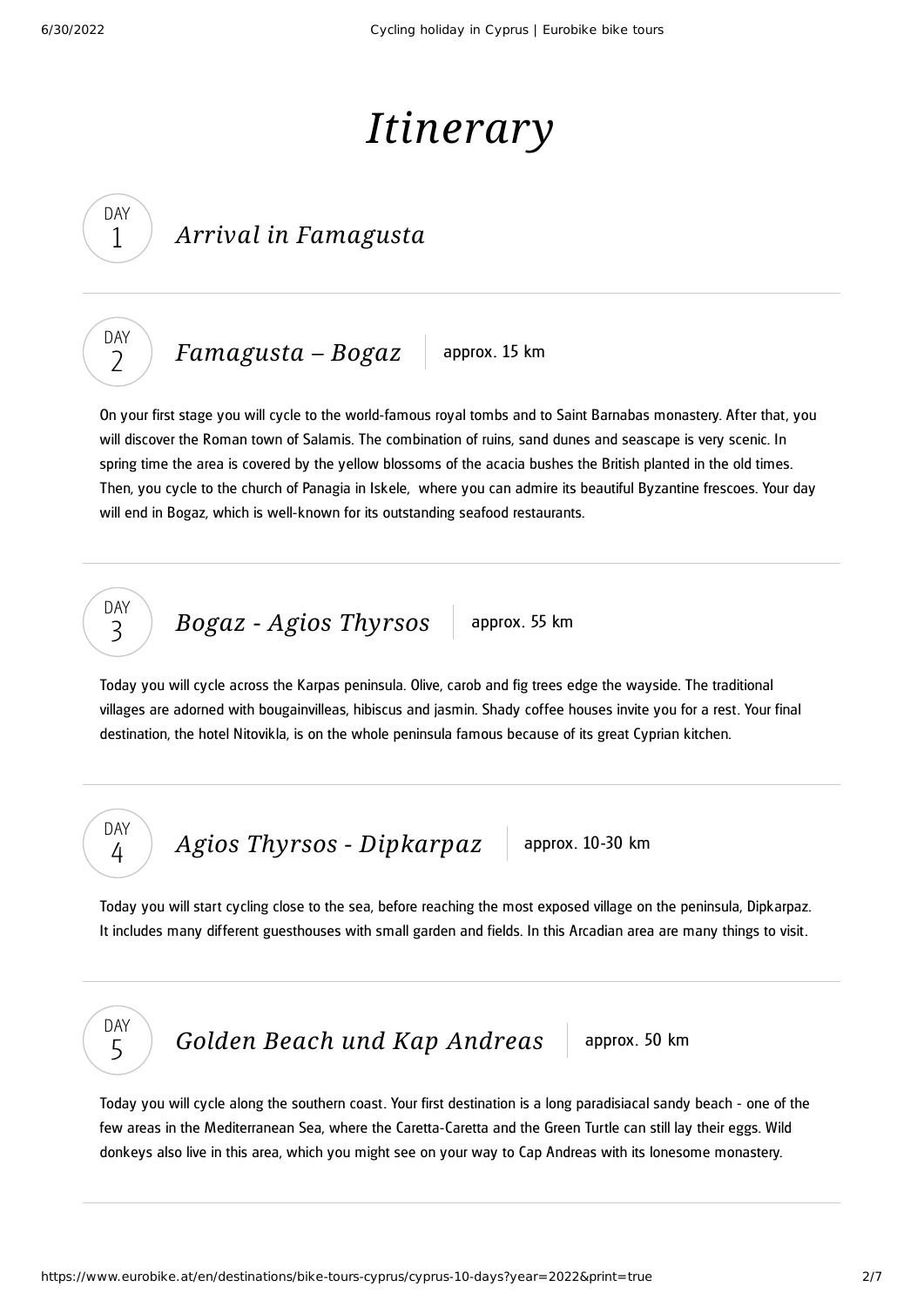# *Itinerary*

## DAY 1 — *Arrival in Famagusta*

## DAY 2 — *Famagusta – Bogaz*

approx. 15 km

On your first stage you will cycle to the world-famous royal tombs and to Saint Barnabas monastery. After that, you will discover the Roman town of Salamis. The combination of ruins, sand dunes and seascape is very scenic. In spring time the area is covered by the yellow blossoms of the acacia bushes the British planted in the old times. Then, you cycle to the church of Panagia in Iskele, where you can admire its beautiful Byzantine frescoes. Your day will end in Bogaz, which is well-known for its outstanding seafood restaurants.

## DAY 3 — *Bogaz - Agios Thyrsos*

approx. 55 km

Today you will cycle across the Karpas peninsula. Olive, carob and fig trees edge the wayside. The traditional villages are adorned with bougainvilleas, hibiscus and jasmin. Shady coffee houses invite you for a rest. Your final destination, the hotel Nitovikla, is on the whole peninsula famous because of its great Cyprian kitchen.

## DAY 4 — *Agios Thyrsos - Dipkarpaz*

approx. 10-30 km

Today you will start cycling close to the sea, before reaching the most exposed village on the peninsula, Dipkarpaz. It includes many different guesthouses with small garden and fields. In this Arcadian area are many things to visit.

## DAY 5 — *Golden Beach und Kap Andreas*

approx. 50 km

Today you will cycle along the southern coast. Your first destination is a long paradisiacal sandy beach - one of the few areas in the Mediterranean Sea, where the Caretta-Caretta and the Green Turtle can still lay their eggs. Wild donkeys also live in this area, which you might see on your way to Cap Andreas with its lonesome monastery.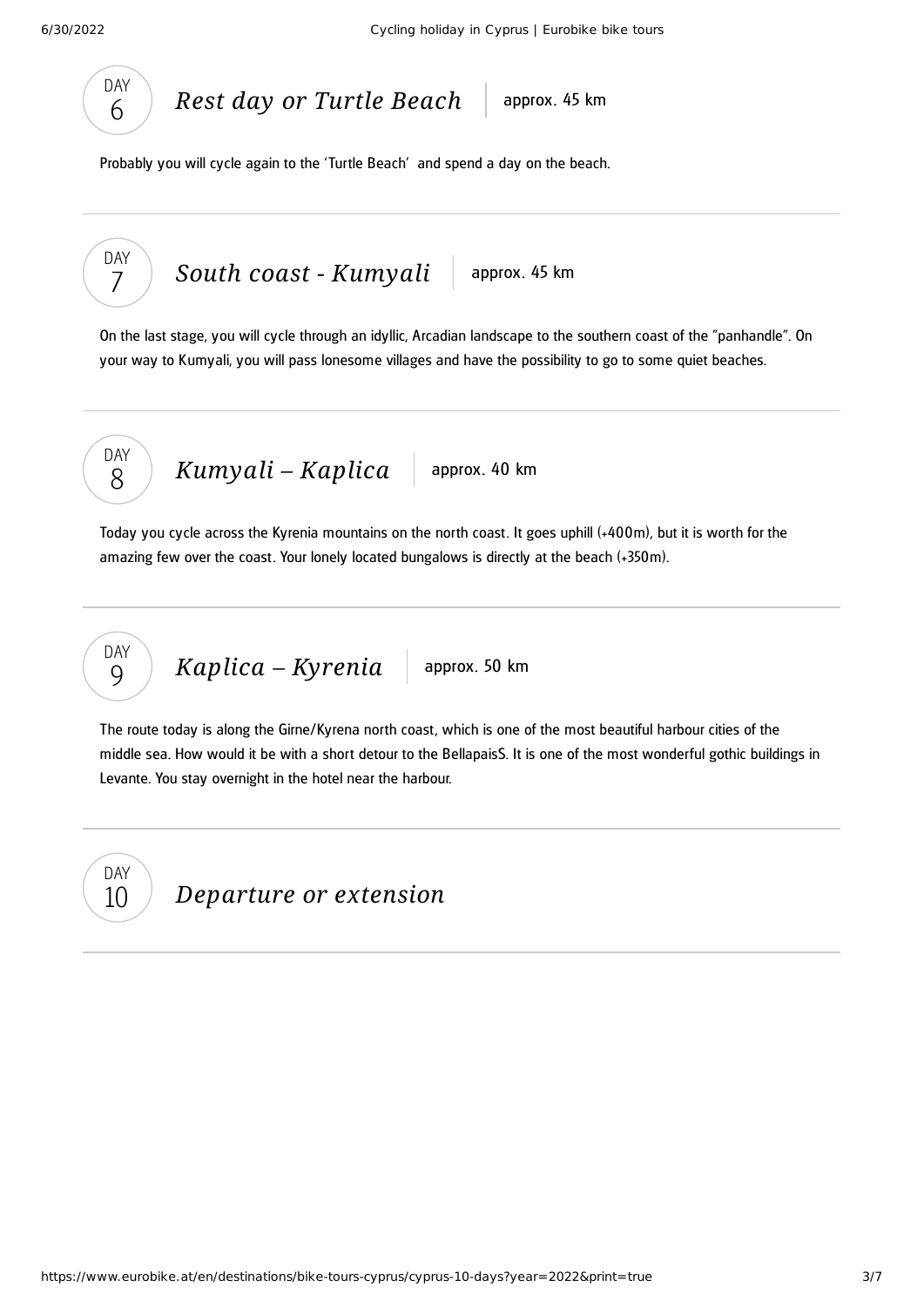## DAY 6 — *Rest day or Turtle Beach* | approx. 45 km

Probably you will cycle again to the 'Turtle Beach' and spend a day on the beach.

---

## DAY 7 — *South coast - Kumyali* | approx. 45 km

On the last stage, you will cycle through an idyllic, Arcadian landscape to the southern coast of the "panhandle". On your way to Kumyali, you will pass lonesome villages and have the possibility to go to some quiet beaches.

---

## DAY 8 — *Kumyali – Kaplica* | approx. 40 km

Today you cycle across the Kyrenia mountains on the north coast. It goes uphill (+400m), but it is worth for the amazing few over the coast. Your lonely located bungalows is directly at the beach (+350m).

---

## DAY 9 — *Kaplica – Kyrenia* | approx. 50 km

The route today is along the Girne/Kyrena north coast, which is one of the most beautiful harbour cities of the middle sea. How would it be with a short detour to the BellapaisS. It is one of the most wonderful gothic buildings in Levante. You stay overnight in the hotel near the harbour.

---

## DAY 10 — *Departure or extension*

---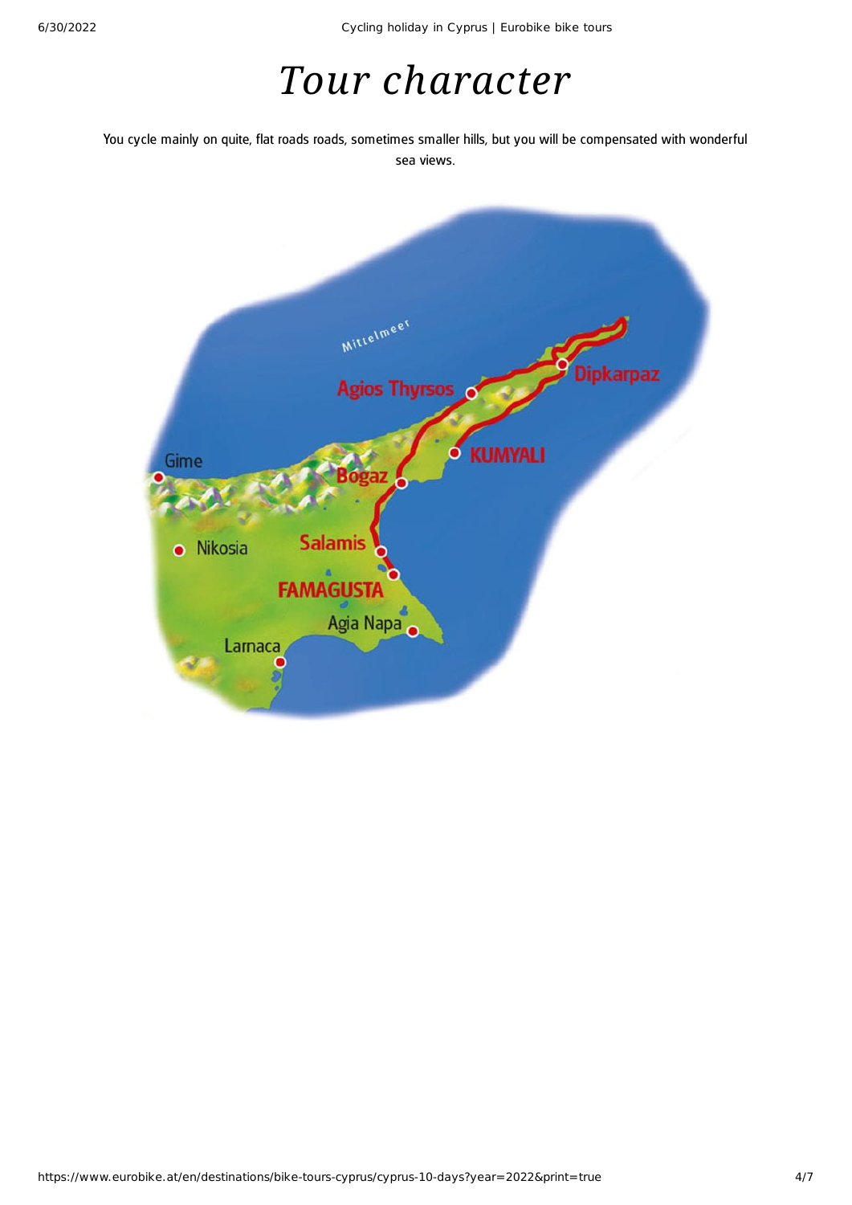# Tour character

You cycle mainly on quite, flat roads roads, sometimes smaller hills, but you will be compensated with wonderful sea views.

Mittelmeer
Agios Thyrsos
Dipkarpaz
KUMYALI
Gime
Bogaz
Nikosia
Salamis
FAMAGUSTA
Agia Napa
Larnaca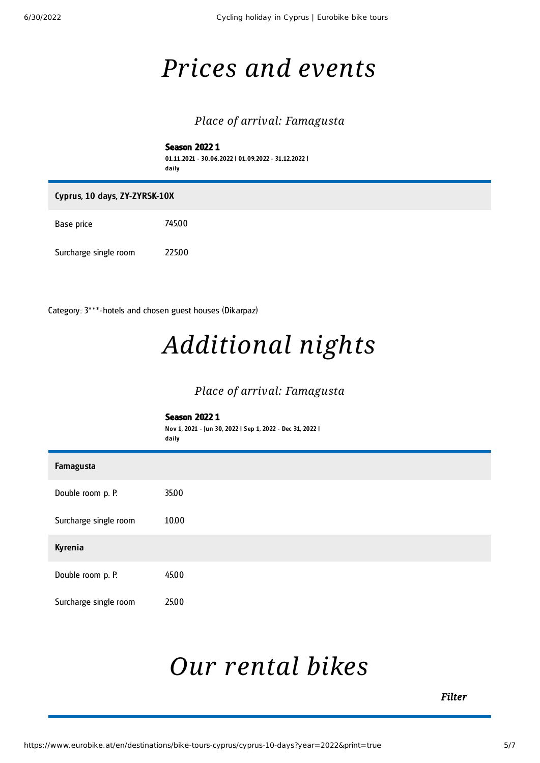# Prices and events

## Place of arrival: Famagusta

**Season 2022 1**
01.11.2021 - 30.06.2022 | 01.09.2022 - 31.12.2022 | daily

| Cyprus, 10 days, ZY-ZYRSK-10X | |
|---|---|
| Base price | 745.00 |
| Surcharge single room | 225.00 |

Category: 3***-hotels and chosen guest houses (Dikarpaz)

# Additional nights

## Place of arrival: Famagusta

**Season 2022 1**
Nov 1, 2021 - Jun 30, 2022 | Sep 1, 2022 - Dec 31, 2022 | daily

| | |
|---|---|
| **Famagusta** | |
| Double room p. P. | 35.00 |
| Surcharge single room | 10.00 |
| **Kyrenia** | |
| Double room p. P. | 45.00 |
| Surcharge single room | 25.00 |

# Our rental bikes

*Filter*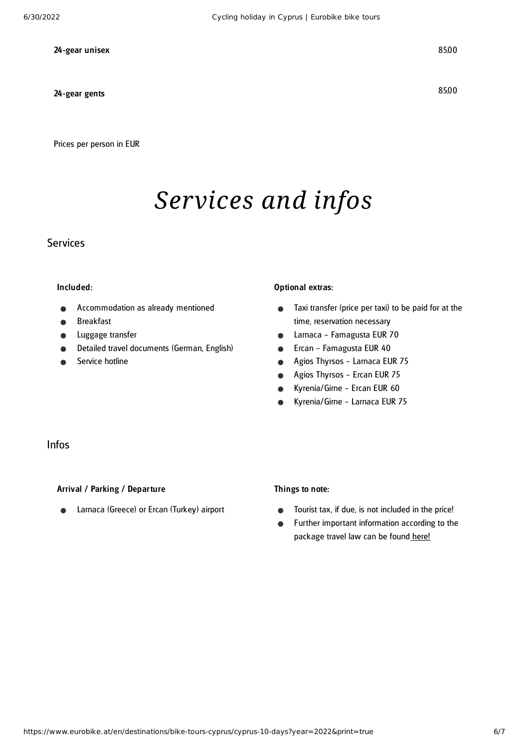| | |
|---|---|
| **24-gear unisex** | 85.00 |
| **24-gear gents** | 85.00 |

Prices per person in EUR

# *Services and infos*

## Services

**Included:**

- Accommodation as already mentioned
- Breakfast
- Luggage transfer
- Detailed travel documents (German, English)
- Service hotline

**Optional extras:**

- Taxi transfer (price per taxi) to be paid for at the time, reservation necessary
- Larnaca – Famagusta EUR 70
- Ercan – Famagusta EUR 40
- Agios Thyrsos – Larnaca EUR 75
- Agios Thyrsos – Ercan EUR 75
- Kyrenia/Girne – Ercan EUR 60
- Kyrenia/Girne – Larnaca EUR 75

## Infos

**Arrival / Parking / Departure**

- Larnaca (Greece) or Ercan (Turkey) airport

**Things to note:**

- Tourist tax, if due, is not included in the price!
- Further important information according to the package travel law can be found here!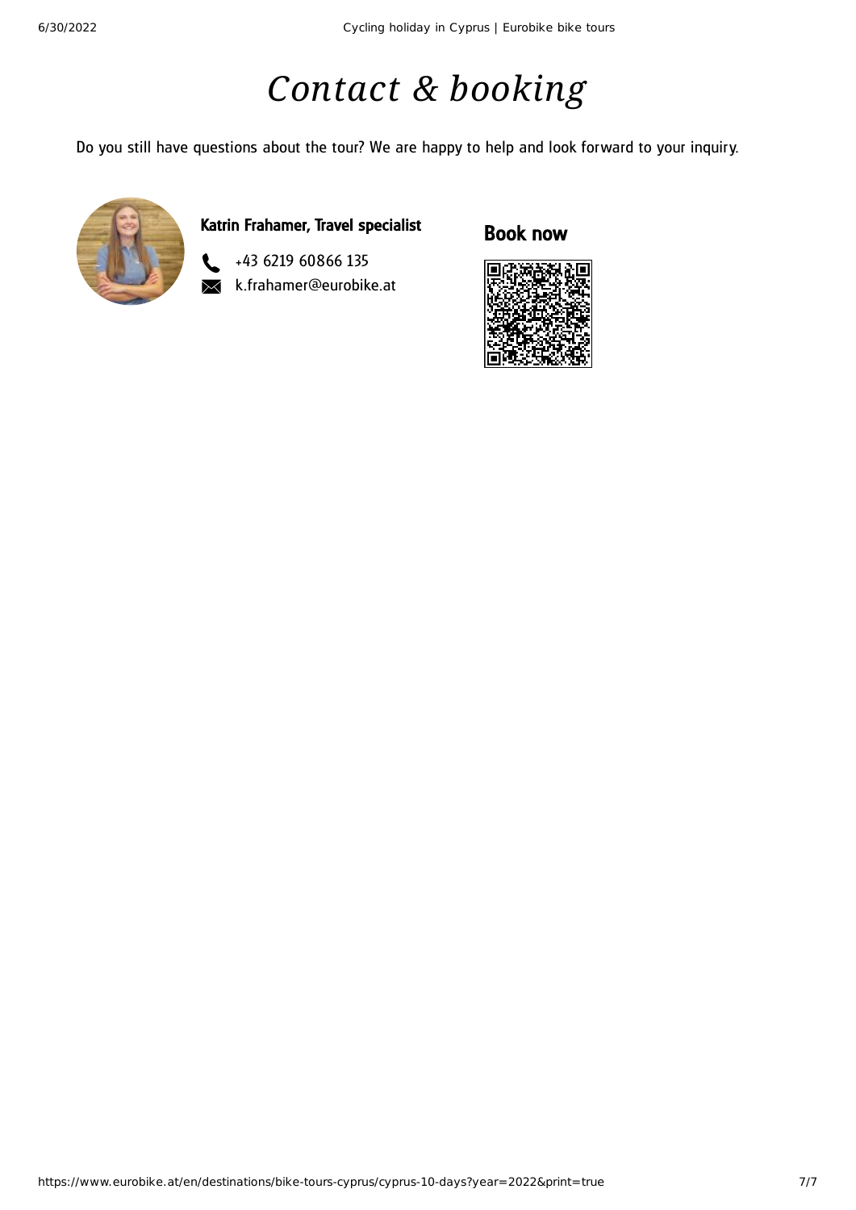# *Contact & booking*

Do you still have questions about the tour? We are happy to help and look forward to your inquiry.

**Katrin Frahamer, Travel specialist**

+43 6219 60866 135

k.frahamer@eurobike.at

## Book now